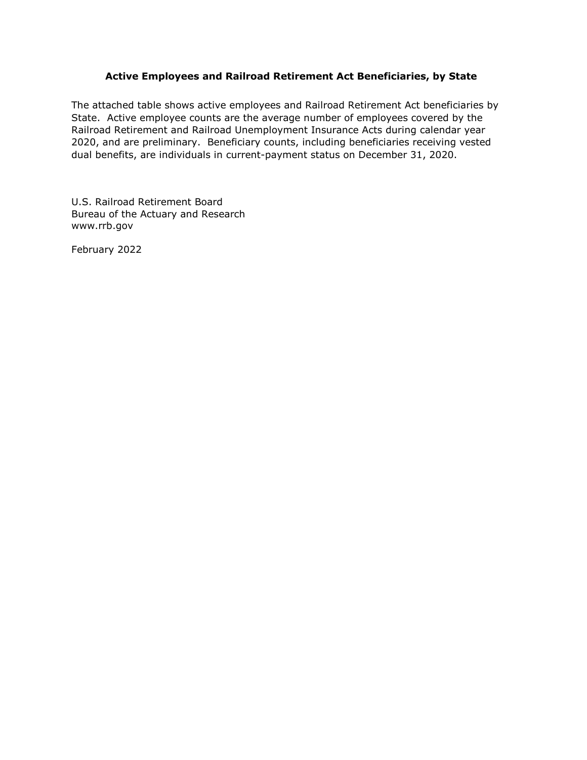## Active Employees and Railroad Retirement Act Beneficiaries, by State

The attached table shows active employees and Railroad Retirement Act beneficiaries by State. Active employee counts are the average number of employees covered by the Railroad Retirement and Railroad Unemployment Insurance Acts during calendar year 2020, and are preliminary. Beneficiary counts, including beneficiaries receiving vested dual benefits, are individuals in current-payment status on December 31, 2020.

U.S. Railroad Retirement Board
Bureau of the Actuary and Research
www.rrb.gov

February 2022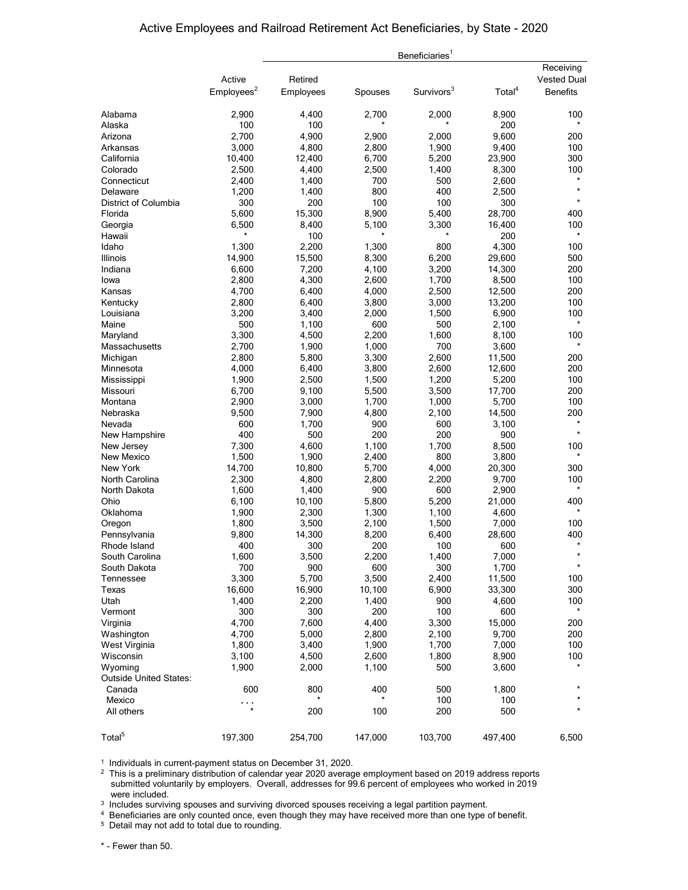# Active Employees and Railroad Retirement Act Beneficiaries, by State - 2020

| | Active Employees[2] | Beneficiaries[1] | | | | |
|---|---|---|---|---|---|---|
| | | Retired Employees | Spouses | Survivors[3] | Total[4] | Receiving Vested Dual Benefits |
| Alabama | 2,900 | 4,400 | 2,700 | 2,000 | 8,900 | 100 |
| Alaska | 100 | 100 | * | * | 200 | * |
| Arizona | 2,700 | 4,900 | 2,900 | 2,000 | 9,600 | 200 |
| Arkansas | 3,000 | 4,800 | 2,800 | 1,900 | 9,400 | 100 |
| California | 10,400 | 12,400 | 6,700 | 5,200 | 23,900 | 300 |
| Colorado | 2,500 | 4,400 | 2,500 | 1,400 | 8,300 | 100 |
| Connecticut | 2,400 | 1,400 | 700 | 500 | 2,600 | * |
| Delaware | 1,200 | 1,400 | 800 | 400 | 2,500 | * |
| District of Columbia | 300 | 200 | 100 | 100 | 300 | * |
| Florida | 5,600 | 15,300 | 8,900 | 5,400 | 28,700 | 400 |
| Georgia | 6,500 | 8,400 | 5,100 | 3,300 | 16,400 | 100 |
| Hawaii | * | 100 | * | * | 200 | * |
| Idaho | 1,300 | 2,200 | 1,300 | 800 | 4,300 | 100 |
| Illinois | 14,900 | 15,500 | 8,300 | 6,200 | 29,600 | 500 |
| Indiana | 6,600 | 7,200 | 4,100 | 3,200 | 14,300 | 200 |
| Iowa | 2,800 | 4,300 | 2,600 | 1,700 | 8,500 | 100 |
| Kansas | 4,700 | 6,400 | 4,000 | 2,500 | 12,500 | 200 |
| Kentucky | 2,800 | 6,400 | 3,800 | 3,000 | 13,200 | 100 |
| Louisiana | 3,200 | 3,400 | 2,000 | 1,500 | 6,900 | 100 |
| Maine | 500 | 1,100 | 600 | 500 | 2,100 | * |
| Maryland | 3,300 | 4,500 | 2,200 | 1,600 | 8,100 | 100 |
| Massachusetts | 2,700 | 1,900 | 1,000 | 700 | 3,600 | * |
| Michigan | 2,800 | 5,800 | 3,300 | 2,600 | 11,500 | 200 |
| Minnesota | 4,000 | 6,400 | 3,800 | 2,600 | 12,600 | 200 |
| Mississippi | 1,900 | 2,500 | 1,500 | 1,200 | 5,200 | 100 |
| Missouri | 6,700 | 9,100 | 5,500 | 3,500 | 17,700 | 200 |
| Montana | 2,900 | 3,000 | 1,700 | 1,000 | 5,700 | 100 |
| Nebraska | 9,500 | 7,900 | 4,800 | 2,100 | 14,500 | 200 |
| Nevada | 600 | 1,700 | 900 | 600 | 3,100 | * |
| New Hampshire | 400 | 500 | 200 | 200 | 900 | * |
| New Jersey | 7,300 | 4,600 | 1,100 | 1,700 | 8,500 | 100 |
| New Mexico | 1,500 | 1,900 | 2,400 | 800 | 3,800 | * |
| New York | 14,700 | 10,800 | 5,700 | 4,000 | 20,300 | 300 |
| North Carolina | 2,300 | 4,800 | 2,800 | 2,200 | 9,700 | 100 |
| North Dakota | 1,600 | 1,400 | 900 | 600 | 2,900 | * |
| Ohio | 6,100 | 10,100 | 5,800 | 5,200 | 21,000 | 400 |
| Oklahoma | 1,900 | 2,300 | 1,300 | 1,100 | 4,600 | * |
| Oregon | 1,800 | 3,500 | 2,100 | 1,500 | 7,000 | 100 |
| Pennsylvania | 9,800 | 14,300 | 8,200 | 6,400 | 28,600 | 400 |
| Rhode Island | 400 | 300 | 200 | 100 | 600 | * |
| South Carolina | 1,600 | 3,500 | 2,200 | 1,400 | 7,000 | * |
| South Dakota | 700 | 900 | 600 | 300 | 1,700 | * |
| Tennessee | 3,300 | 5,700 | 3,500 | 2,400 | 11,500 | 100 |
| Texas | 16,600 | 16,900 | 10,100 | 6,900 | 33,300 | 300 |
| Utah | 1,400 | 2,200 | 1,400 | 900 | 4,600 | 100 |
| Vermont | 300 | 300 | 200 | 100 | 600 | * |
| Virginia | 4,700 | 7,600 | 4,400 | 3,300 | 15,000 | 200 |
| Washington | 4,700 | 5,000 | 2,800 | 2,100 | 9,700 | 200 |
| West Virginia | 1,800 | 3,400 | 1,900 | 1,700 | 7,000 | 100 |
| Wisconsin | 3,100 | 4,500 | 2,600 | 1,800 | 8,900 | 100 |
| Wyoming | 1,900 | 2,000 | 1,100 | 500 | 3,600 | * |
| Outside United States: | | | | | | |
| Canada | 600 | 800 | 400 | 500 | 1,800 | * |
| Mexico | ... | * | * | 100 | 100 | * |
| All others | * | 200 | 100 | 200 | 500 | * |
| Total[5] | 197,300 | 254,700 | 147,000 | 103,700 | 497,400 | 6,500 |

[1] Individuals in current-payment status on December 31, 2020.

[2] This is a preliminary distribution of calendar year 2020 average employment based on 2019 address reports submitted voluntarily by employers. Overall, addresses for 99.6 percent of employees who worked in 2019 were included.

[3] Includes surviving spouses and surviving divorced spouses receiving a legal partition payment.

[4] Beneficiaries are only counted once, even though they may have received more than one type of benefit.

[5] Detail may not add to total due to rounding.

\* - Fewer than 50.